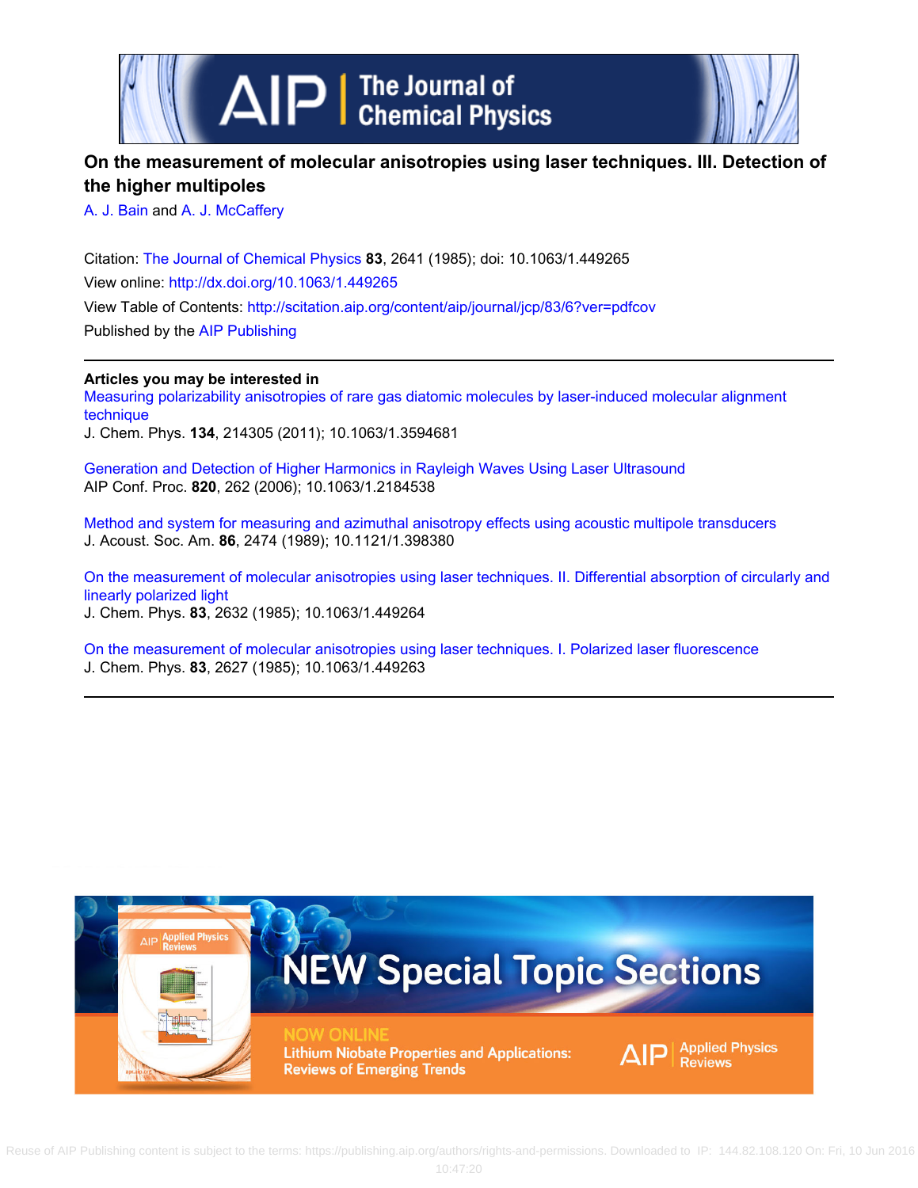# On the measurement of molecular anisotropies using laser techniques. III. Detection of the higher multipoles

A. J. Bain and A. J. McCaffery

Citation: The Journal of Chemical Physics **83**, 2641 (1985); doi: 10.1063/1.449265

View online: http://dx.doi.org/10.1063/1.449265

View Table of Contents: http://scitation.aip.org/content/aip/journal/jcp/83/6?ver=pdfcov

Published by the AIP Publishing

---

**Articles you may be interested in**

Measuring polarizability anisotropies of rare gas diatomic molecules by laser-induced molecular alignment technique
J. Chem. Phys. **134**, 214305 (2011); 10.1063/1.3594681

Generation and Detection of Higher Harmonics in Rayleigh Waves Using Laser Ultrasound
AIP Conf. Proc. **820**, 262 (2006); 10.1063/1.2184538

Method and system for measuring and azimuthal anisotropy effects using acoustic multipole transducers
J. Acoust. Soc. Am. **86**, 2474 (1989); 10.1121/1.398380

On the measurement of molecular anisotropies using laser techniques. II. Differential absorption of circularly and linearly polarized light
J. Chem. Phys. **83**, 2632 (1985); 10.1063/1.449264

On the measurement of molecular anisotropies using laser techniques. I. Polarized laser fluorescence
J. Chem. Phys. **83**, 2627 (1985); 10.1063/1.449263

---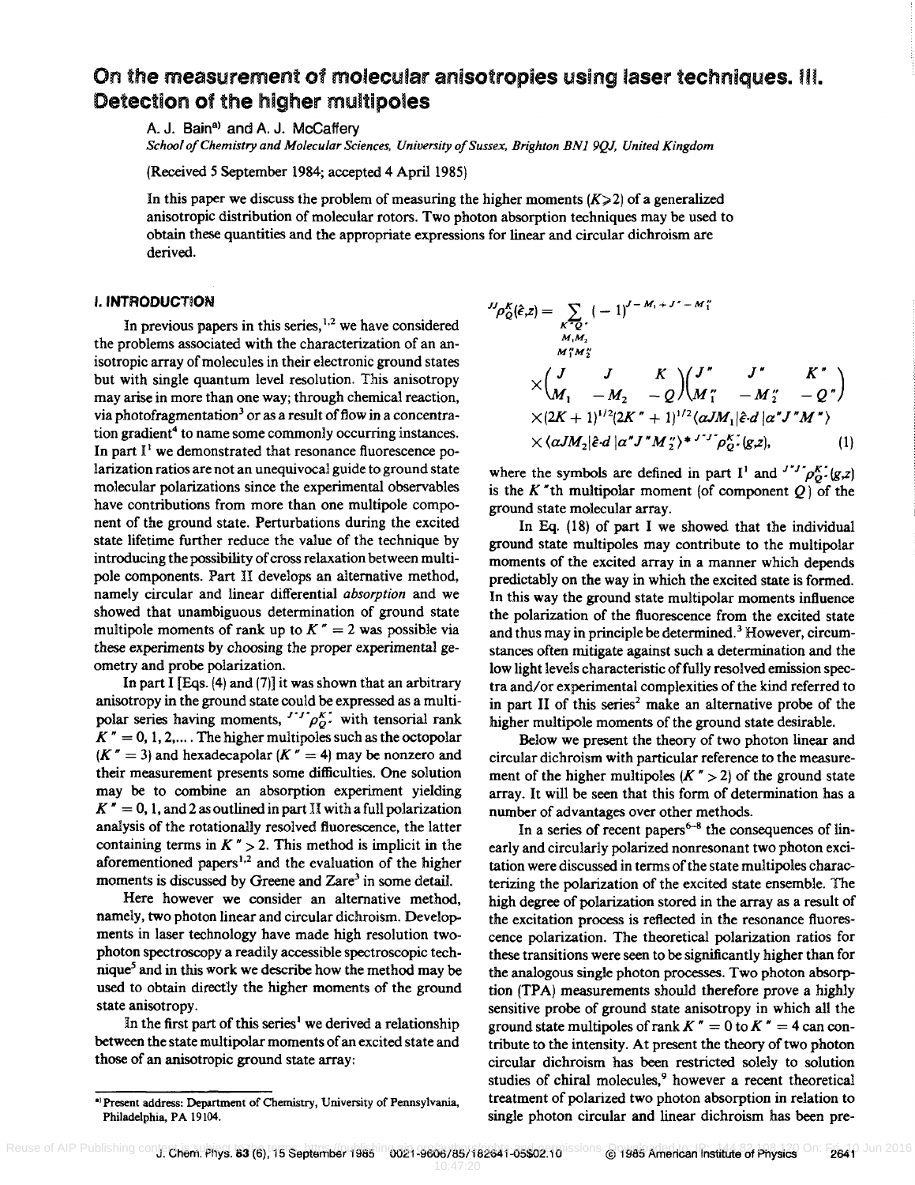# On the measurement of molecular anisotropies using laser techniques. III. Detection of the higher multipoles

A. J. Bain[a)] and A. J. McCaffery

*School of Chemistry and Molecular Sciences, University of Sussex, Brighton BN1 9QJ, United Kingdom*

(Received 5 September 1984; accepted 4 April 1985)

In this paper we discuss the problem of measuring the higher moments ($K \geqslant 2$) of a generalized anisotropic distribution of molecular rotors. Two photon absorption techniques may be used to obtain these quantities and the appropriate expressions for linear and circular dichroism are derived.

## I. INTRODUCTION

In previous papers in this series,[1,2] we have considered the problems associated with the characterization of an anisotropic array of molecules in their electronic ground states but with single quantum level resolution. This anisotropy may arise in more than one way; through chemical reaction, via photofragmentation[3] or as a result of flow in a concentration gradient[4] to name some commonly occurring instances. In part I[1] we demonstrated that resonance fluorescence polarization ratios are not an unequivocal guide to ground state molecular polarizations since the experimental observables have contributions from more than one multipole component of the ground state. Perturbations during the excited state lifetime further reduce the value of the technique by introducing the possibility of cross relaxation between multipole components. Part II develops an alternative method, namely circular and linear differential *absorption* and we showed that unambiguous determination of ground state multipole moments of rank up to $K'' = 2$ was possible via these experiments by choosing the proper experimental geometry and probe polarization.

In part I [Eqs. (4) and (7)] it was shown that an arbitrary anisotropy in the ground state could be expressed as a multipolar series having moments, ${}^{J''J''}\rho^{K''}_{Q''}$ with tensorial rank $K'' = 0, 1, 2, \ldots$. The higher multipoles such as the octopolar ($K'' = 3$) and hexadecapolar ($K'' = 4$) may be nonzero and their measurement presents some difficulties. One solution may be to combine an absorption experiment yielding $K'' = 0$, 1, and 2 as outlined in part II with a full polarization analysis of the rotationally resolved fluorescence, the latter containing terms in $K'' > 2$. This method is implicit in the aforementioned papers[1,2] and the evaluation of the higher moments is discussed by Greene and Zare[3] in some detail.

Here however we consider an alternative method, namely, two photon linear and circular dichroism. Developments in laser technology have made high resolution two-photon spectroscopy a readily accessible spectroscopic technique[5] and in this work we describe how the method may be used to obtain directly the higher moments of the ground state anisotropy.

In the first part of this series[1] we derived a relationship between the state multipolar moments of an excited state and those of an anisotropic ground state array:

$$
\begin{aligned}
{}^{JJ}\rho^{K}_{Q}(\hat{e},z) = \sum_{\substack{K''Q'' \\ M_1M_2 \\ M_1''M_2''}} & (-1)^{J-M_1+J''-M_1''} \\
& \times \begin{pmatrix} J & J & K \\ M_1 & -M_2 & -Q \end{pmatrix} \begin{pmatrix} J'' & J'' & K'' \\ M_1'' & -M_2'' & -Q'' \end{pmatrix} \\
& \times (2K+1)^{1/2}(2K''+1)^{1/2}\langle \alpha J M_1 | \hat{e}\cdot d | \alpha'' J'' M'' \rangle \\
& \times \langle \alpha J M_2 | \hat{e}\cdot d | \alpha'' J'' M_2'' \rangle^{*}\, {}^{J''J''}\rho^{K''}_{Q''}(g,z), \qquad (1)
\end{aligned}
$$

where the symbols are defined in part I[1] and ${}^{J''J''}\rho^{K''}_{Q''}(g,z)$ is the $K''$th multipolar moment (of component $Q$) of the ground state molecular array.

In Eq. (18) of part I we showed that the individual ground state multipoles may contribute to the multipolar moments of the excited array in a manner which depends predictably on the way in which the excited state is formed. In this way the ground state multipolar moments influence the polarization of the fluorescence from the excited state and thus may in principle be determined.[3] However, circumstances often mitigate against such a determination and the low light levels characteristic of fully resolved emission spectra and/or experimental complexities of the kind referred to in part II of this series[2] make an alternative probe of the higher multipole moments of the ground state desirable.

Below we present the theory of two photon linear and circular dichroism with particular reference to the measurement of the higher multipoles ($K'' > 2$) of the ground state array. It will be seen that this form of determination has a number of advantages over other methods.

In a series of recent papers[6–8] the consequences of linearly and circularly polarized nonresonant two photon excitation were discussed in terms of the state multipoles characterizing the polarization of the excited state ensemble. The high degree of polarization stored in the array as a result of the excitation process is reflected in the resonance fluorescence polarization. The theoretical polarization ratios for these transitions were seen to be significantly higher than for the analogous single photon processes. Two photon absorption (TPA) measurements should therefore prove a highly sensitive probe of ground state anisotropy in which all the ground state multipoles of rank $K'' = 0$ to $K'' = 4$ can contribute to the intensity. At present the theory of two photon circular dichroism has been restricted solely to solution studies of chiral molecules,[9] however a recent theoretical treatment of polarized two photon absorption in relation to single photon circular and linear dichroism has been pre-

a) Present address: Department of Chemistry, University of Pennsylvania, Philadelphia, PA 19104.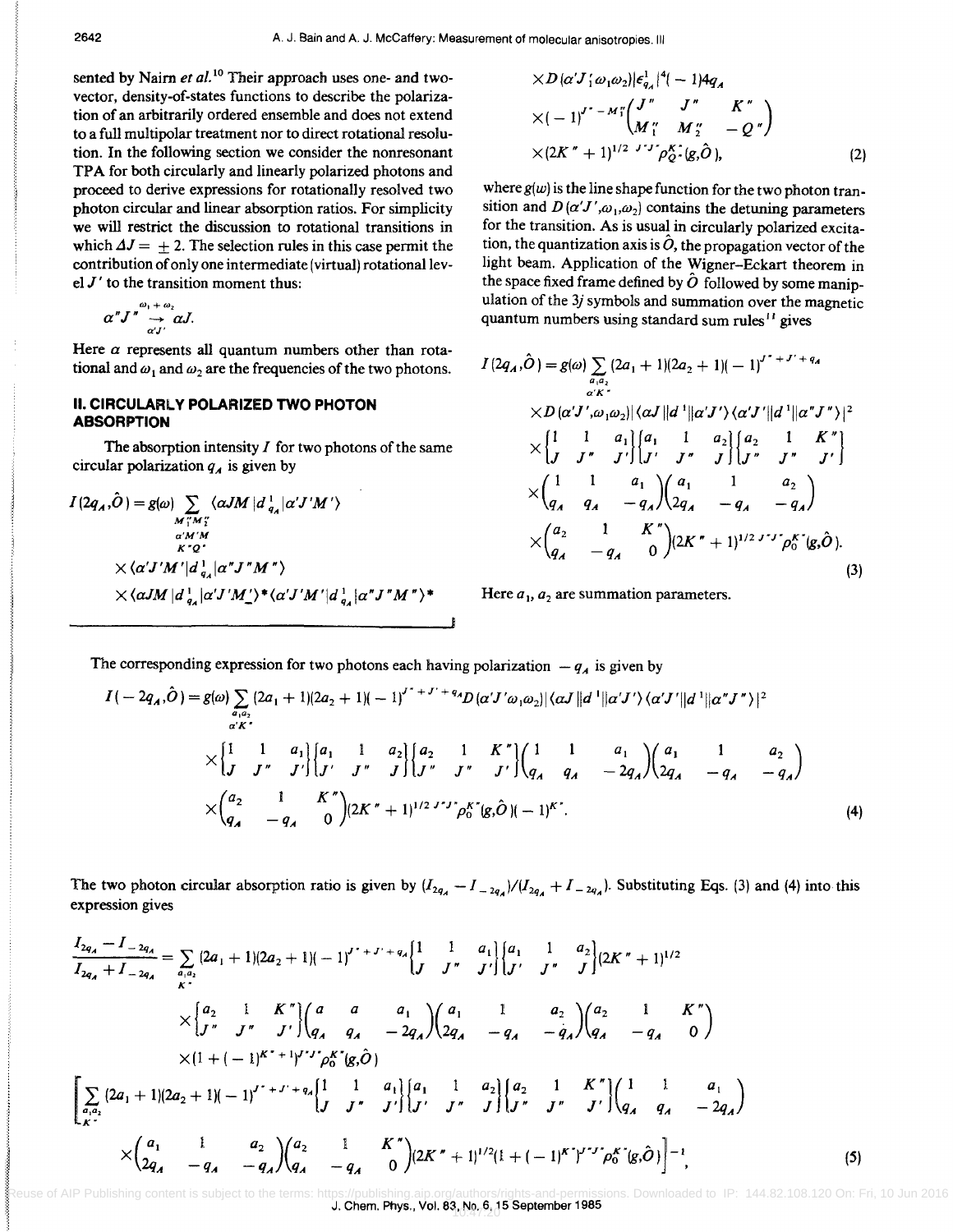sented by Nairn *et al.*[10] Their approach uses one- and two-vector, density-of-states functions to describe the polarization of an arbitrarily ordered ensemble and does not extend to a full multipolar treatment nor to direct rotational resolution. In the following section we consider the nonresonant TPA for both circularly and linearly polarized photons and proceed to derive expressions for rotationally resolved two photon circular and linear absorption ratios. For simplicity we will restrict the discussion to rotational transitions in which $\Delta J = \pm 2$. The selection rules in this case permit the contribution of only one intermediate (virtual) rotational level $J'$ to the transition moment thus:

$$\alpha'' J'' \underset{\alpha' J'}{\overset{\omega_1+\omega_2}{\rightarrow}} \alpha J.$$

Here $\alpha$ represents all quantum numbers other than rotational and $\omega_1$ and $\omega_2$ are the frequencies of the two photons.

## II. CIRCULARLY POLARIZED TWO PHOTON ABSORPTION

The absorption intensity $I$ for two photons of the same circular polarization $q_A$ is given by

$$I(2q_A,\hat{O}) = g(\omega) \sum_{\substack{M_1'' M_2'' \\ \alpha' M' M \\ K'' Q''}} \langle \alpha J M | d^1_{q_A} | \alpha' J' M' \rangle \times \langle \alpha' J' M' | d^1_{q_A} | \alpha'' J'' M'' \rangle \times \langle \alpha J M | d^1_{q_A} | \alpha' J' M'_{-} \rangle^* \langle \alpha' J' M' | d^1_{q_A} | \alpha'' J'' M'' \rangle^*$$

$$\times D(\alpha' J'; \omega_1 \omega_2) | \epsilon^1_{q_A} |^4 (-1) 4 q_A \times (-1)^{J''-M_1''} \begin{pmatrix} J'' & J'' & K'' \\ M_1'' & M_2'' & -Q'' \end{pmatrix} \times (2K''+1)^{1/2}\, {}^{J''J''}\!\rho^{K''}_{Q''}(g,\hat{O}), \tag{2}$$

where $g(\omega)$ is the line shape function for the two photon transition and $D(\alpha' J', \omega_1, \omega_2)$ contains the detuning parameters for the transition. As is usual in circularly polarized excitation, the quantization axis is $\hat{O}$, the propagation vector of the light beam. Application of the Wigner–Eckart theorem in the space fixed frame defined by $\hat{O}$ followed by some manipulation of the $3j$ symbols and summation over the magnetic quantum numbers using standard sum rules[11] gives

$$I(2q_A,\hat{O}) = g(\omega) \sum_{\substack{a_1 a_2 \\ \alpha' K''}} (2a_1+1)(2a_2+1)(-1)^{J''+J'+q_A} \times D(\alpha' J', \omega_1 \omega_2) | \langle \alpha J \| d^1 \| \alpha' J' \rangle \langle \alpha' J' \| d^1 \| \alpha'' J'' \rangle |^2$$
$$\times \begin{Bmatrix} 1 & 1 & a_1 \\ J & J'' & J' \end{Bmatrix} \begin{Bmatrix} a_1 & 1 & a_2 \\ J' & J'' & J \end{Bmatrix} \begin{Bmatrix} a_2 & 1 & K'' \\ J'' & J'' & J' \end{Bmatrix} \times \begin{pmatrix} 1 & 1 & a_1 \\ q_A & q_A & -q_A \end{pmatrix} \begin{pmatrix} a_1 & 1 & a_2 \\ 2q_A & -q_A & -q_A \end{pmatrix} \times \begin{pmatrix} a_2 & 1 & K'' \\ q_A & -q_A & 0 \end{pmatrix} (2K''+1)^{1/2}\, {}^{J''J''}\!\rho^{K''}_0(g,\hat{O}). \tag{3}$$

Here $a_1$, $a_2$ are summation parameters.

The corresponding expression for two photons each having polarization $-q_A$ is given by

$$I(-2q_A,\hat{O}) = g(\omega) \sum_{\substack{a_1 a_2 \\ \alpha' K''}} (2a_1+1)(2a_2+1)(-1)^{J''+J'+q_A} D(\alpha' J' \omega_1 \omega_2) | \langle \alpha J \| d^1 \| \alpha' J' \rangle \langle \alpha' J' \| d^1 \| \alpha'' J'' \rangle |^2$$
$$\times \begin{Bmatrix} 1 & 1 & a_1 \\ J & J'' & J' \end{Bmatrix} \begin{Bmatrix} a_1 & 1 & a_2 \\ J' & J'' & J \end{Bmatrix} \begin{Bmatrix} a_2 & 1 & K'' \\ J'' & J'' & J' \end{Bmatrix} \begin{pmatrix} 1 & 1 & a_1 \\ q_A & q_A & -2q_A \end{pmatrix} \begin{pmatrix} a_1 & 1 & a_2 \\ 2q_A & -q_A & -q_A \end{pmatrix}$$
$$\times \begin{pmatrix} a_2 & 1 & K'' \\ q_A & -q_A & 0 \end{pmatrix} (2K''+1)^{1/2}\, {}^{J''J''}\!\rho^{K''}_0(g,\hat{O})(-1)^{K''}. \tag{4}$$

The two photon circular absorption ratio is given by $(I_{2q_A} - I_{-2q_A})/(I_{2q_A} + I_{-2q_A})$. Substituting Eqs. (3) and (4) into this expression gives

$$\frac{I_{2q_A} - I_{-2q_A}}{I_{2q_A} + I_{-2q_A}} = \sum_{\substack{a_1 a_2 \\ K''}} (2a_1+1)(2a_2+1)(-1)^{J''+J'+q_A} \begin{Bmatrix} 1 & 1 & a_1 \\ J & J'' & J' \end{Bmatrix} \begin{Bmatrix} a_1 & 1 & a_2 \\ J' & J'' & J \end{Bmatrix} (2K''+1)^{1/2}$$
$$\times \begin{Bmatrix} a_2 & 1 & K'' \\ J'' & J'' & J' \end{Bmatrix} \begin{pmatrix} a & a & a_1 \\ q_A & q_A & -2q_A \end{pmatrix} \begin{pmatrix} a_1 & 1 & a_2 \\ 2q_A & -q_A & -q_A \end{pmatrix} \begin{pmatrix} a_2 & 1 & K'' \\ q_A & -q_A & 0 \end{pmatrix}$$
$$\times (1 + (-1)^{K''+1})\, {}^{J''J''}\!\rho^{K''}_0(g,\hat{O})$$
$$\Bigg[ \sum_{\substack{a_1 a_2 \\ K''}} (2a_1+1)(2a_2+1)(-1)^{J''+J'+q_A} \begin{Bmatrix} 1 & 1 & a_1 \\ J & J'' & J' \end{Bmatrix} \begin{Bmatrix} a_1 & 1 & a_2 \\ J' & J'' & J \end{Bmatrix} \begin{Bmatrix} a_2 & 1 & K'' \\ J'' & J'' & J' \end{Bmatrix} \begin{pmatrix} 1 & 1 & a_1 \\ q_A & q_A & -2q_A \end{pmatrix}$$
$$\times \begin{pmatrix} a_1 & 1 & a_2 \\ 2q_A & -q_A & -q_A \end{pmatrix} \begin{pmatrix} a_2 & 1 & K'' \\ q_A & -q_A & 0 \end{pmatrix} (2K''+1)^{1/2} (1 + (-1)^{K''})\, {}^{J''J''}\!\rho^{K''}_0(g,\hat{O}) \Bigg]^{-1}, \tag{5}$$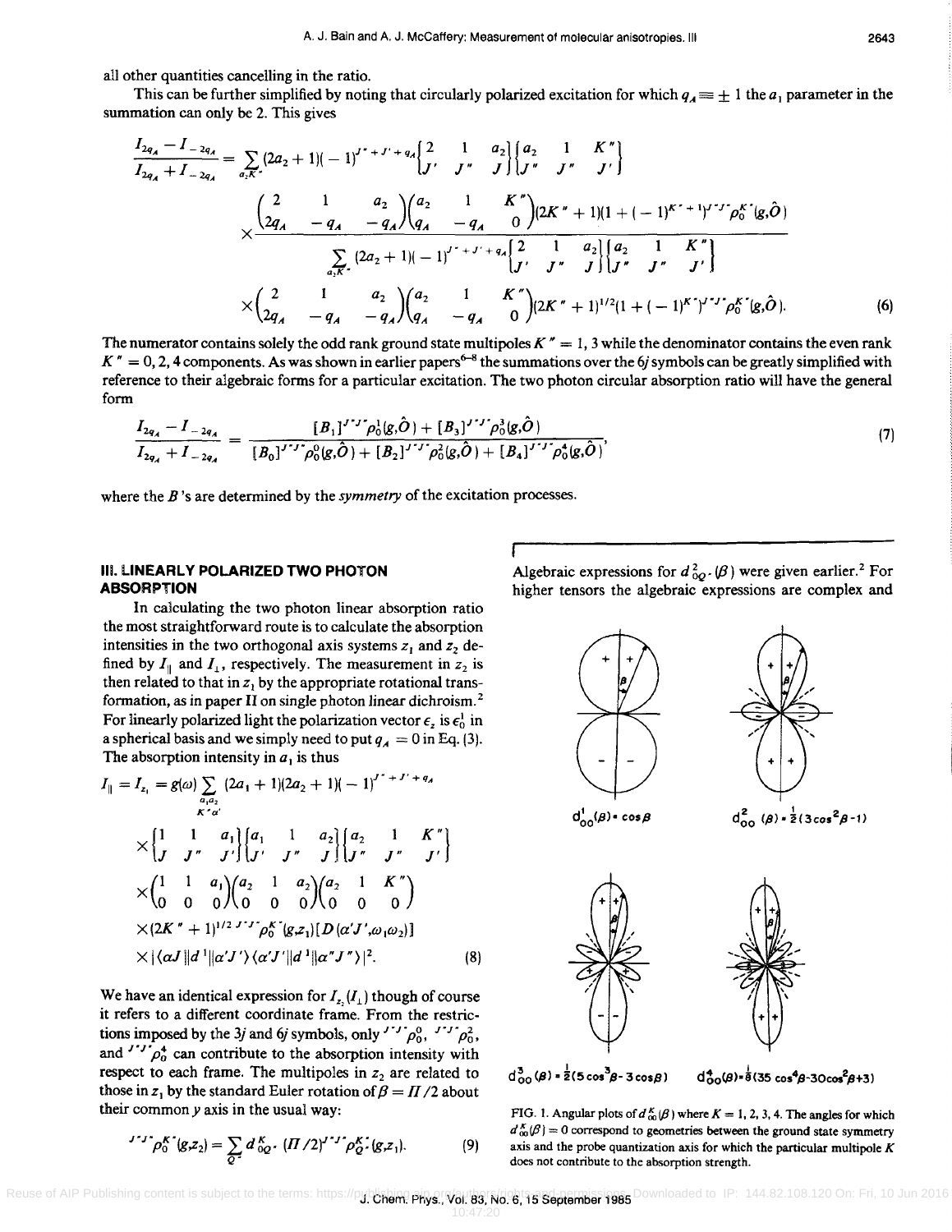all other quantities cancelling in the ratio.

This can be further simplified by noting that circularly polarized excitation for which $q_A \equiv \pm 1$ the $a_1$ parameter in the summation can only be 2. This gives

$$\frac{I_{2q_A} - I_{-2q_A}}{I_{2q_A} + I_{-2q_A}} = \frac{\sum_{a_2 K''} (2a_2+1)(-1)^{J''+J'+q_A} \begin{Bmatrix} 2 & 1 & a_2 \\ J' & J'' & J \end{Bmatrix} \begin{Bmatrix} a_2 & 1 & K'' \\ J'' & J'' & J' \end{Bmatrix} \times \begin{pmatrix} 2 & 1 & a_2 \\ 2q_A & -q_A & -q_A \end{pmatrix} \begin{pmatrix} a_2 & 1 & K'' \\ q_A & -q_A & 0 \end{pmatrix} (2K''+1)(1+(-1)^{K''+1})^{J''J''}\rho_0^{K''}(g,\hat{O})}{\sum_{a_2 K''} (2a_2+1)(-1)^{J''+J'+q_A} \begin{Bmatrix} 2 & 1 & a_2 \\ J' & J'' & J \end{Bmatrix} \begin{Bmatrix} a_2 & 1 & K'' \\ J'' & J'' & J' \end{Bmatrix} \times \begin{pmatrix} 2 & 1 & a_2 \\ 2q_A & -q_A & -q_A \end{pmatrix} \begin{pmatrix} a_2 & 1 & K'' \\ q_A & -q_A & 0 \end{pmatrix} (2K''+1)^{1/2}(1+(-1)^{K''})^{J''J''}\rho_0^{K''}(g,\hat{O})}. \tag{6}$$

The numerator contains solely the odd rank ground state multipoles $K'' = 1, 3$ while the denominator contains the even rank $K'' = 0, 2, 4$ components. As was shown in earlier papers[6-8] the summations over the 6j symbols can be greatly simplified with reference to their algebraic forms for a particular excitation. The two photon circular absorption ratio will have the general form

$$\frac{I_{2q_A} - I_{-2q_A}}{I_{2q_A} + I_{-2q_A}} = \frac{[B_1]^{J''J''}\rho_0^1(g,\hat{O}) + [B_3]^{J''J''}\rho_0^3(g,\hat{O})}{[B_0]^{J''J''}\rho_0^0(g,\hat{O}) + [B_2]^{J''J''}\rho_0^2(g,\hat{O}) + [B_4]^{J''J''}\rho_0^4(g,\hat{O})}, \tag{7}$$

where the $B$'s are determined by the *symmetry* of the excitation processes.

## III. LINEARLY POLARIZED TWO PHOTON ABSORPTION

In calculating the two photon linear absorption ratio the most straightforward route is to calculate the absorption intensities in the two orthogonal axis systems $z_1$ and $z_2$ defined by $I_\parallel$ and $I_\perp$, respectively. The measurement in $z_2$ is then related to that in $z_1$ by the appropriate rotational transformation, as in paper II on single photon linear dichroism.[2] For linearly polarized light the polarization vector $\epsilon_z$ is $\epsilon_0^1$ in a spherical basis and we simply need to put $q_A = 0$ in Eq. (3). The absorption intensity in $a_1$ is thus

$$\begin{aligned} I_\parallel = I_{z_1} = g(\omega) \sum_{\substack{a_1 a_2 \\ K'' \alpha'}} & (2a_1+1)(2a_2+1)(-1)^{J''+J'+q_A} \\ & \times \begin{Bmatrix} 1 & 1 & a_1 \\ J & J'' & J' \end{Bmatrix} \begin{Bmatrix} a_1 & 1 & a_2 \\ J' & J'' & J \end{Bmatrix} \begin{Bmatrix} a_2 & 1 & K'' \\ J'' & J'' & J' \end{Bmatrix} \\ & \times \begin{pmatrix} 1 & 1 & a_1 \\ 0 & 0 & 0 \end{pmatrix} \begin{pmatrix} a_2 & 1 & a_2 \\ 0 & 0 & 0 \end{pmatrix} \begin{pmatrix} a_2 & 1 & K'' \\ 0 & 0 & 0 \end{pmatrix} \\ & \times (2K''+1)^{1/2\,J''J''}\rho_0^{K''}(g,z_1)[D(\alpha'J',\omega_1\omega_2)] \\ & \times |\langle \alpha J \| d^1 \| \alpha' J' \rangle \langle \alpha' J' \| d^1 \| \alpha'' J'' \rangle|^2. \end{aligned} \tag{8}$$

We have an identical expression for $I_{z_2}(I_\perp)$ though of course it refers to a different coordinate frame. From the restrictions imposed by the 3j and 6j symbols, only ${}^{J''J''}\rho_0^0$, ${}^{J''J''}\rho_0^2$, and ${}^{J''J''}\rho_0^4$ can contribute to the absorption intensity with respect to each frame. The multipoles in $z_2$ are related to those in $z_1$ by the standard Euler rotation of $\beta = \Pi/2$ about their common $y$ axis in the usual way:

$${}^{J''J''}\rho_0^{K''}(g,z_2) = \sum_{Q''} d_{0Q''}^{K}(\Pi/2)^{J''J''}\rho_{Q''}^{K''}(g,z_1). \tag{9}$$

Algebraic expressions for $d_{0Q''}^2(\beta)$ were given earlier.[2] For higher tensors the algebraic expressions are complex and

$d_{00}^1(\beta) = \cos\beta$ $\quad$ $d_{00}^2(\beta) = \frac{1}{2}(3\cos^2\beta - 1)$

$d_{00}^3(\beta) = \frac{1}{2}(5\cos^3\beta - 3\cos\beta)$ $\quad$ $d_{00}^4(\beta) = \frac{1}{8}(35\cos^4\beta - 30\cos^2\beta + 3)$

FIG. 1. Angular plots of $d_{00}^K(\beta)$ where $K = 1, 2, 3, 4$. The angles for which $d_{00}^K(\beta) = 0$ correspond to geometries between the ground state symmetry axis and the probe quantization axis for which the particular multipole $K$ does not contribute to the absorption strength.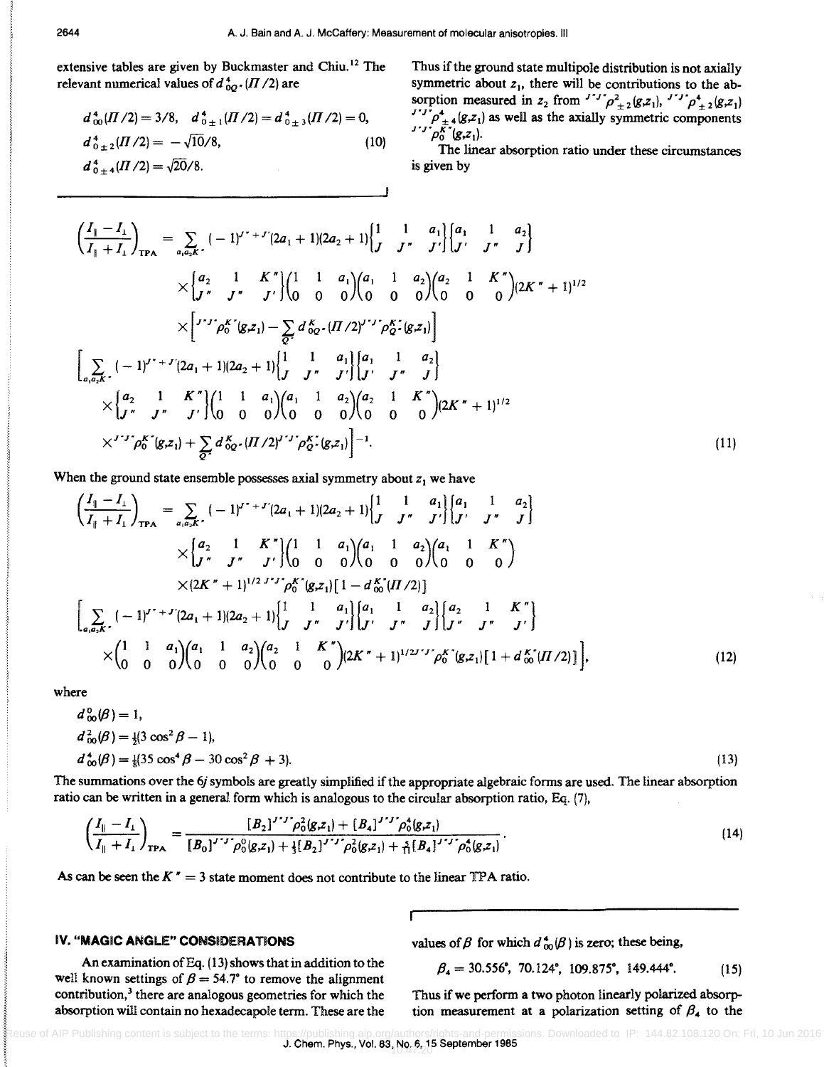extensive tables are given by Buckmaster and Chiu.[12] The relevant numerical values of $d^4_{0Q^\prime}(\Pi/2)$ are

$$
\begin{aligned}
&d^4_{00}(\Pi/2) = 3/8, \quad d^4_{0\pm1}(\Pi/2) = d^4_{0\pm3}(\Pi/2) = 0,\\
&d^4_{0\pm2}(\Pi/2) = -\sqrt{10}/8, \\
&d^4_{0\pm4}(\Pi/2) = \sqrt{20}/8.
\end{aligned}
\tag{10}
$$

Thus if the ground state multipole distribution is not axially symmetric about $z_1$, there will be contributions to the absorption measured in $z_2$ from ${}^{J^{\prime\prime}J^{\prime\prime}}\rho^2_{\pm2}(g,z_1)$, ${}^{J^{\prime\prime}J^{\prime\prime}}\rho^4_{\pm2}(g,z_1)$ ${}^{J^{\prime\prime}J^{\prime\prime}}\rho^4_{\pm4}(g,z_1)$ as well as the axially symmetric components ${}^{J^{\prime\prime}J^{\prime\prime}}\rho^{K^{\prime\prime}}_0(g,z_1)$.

The linear absorption ratio under these circumstances is given by

$$
\begin{aligned}
\left(\frac{I_\parallel - I_\perp}{I_\parallel + I_\perp}\right)_{\text{TPA}} = &\sum_{a_1 a_2 K^{\prime\prime}} (-1)^{J^{\prime\prime}+J^\prime}(2a_1+1)(2a_2+1)\begin{Bmatrix} 1 & 1 & a_1 \\ J & J^{\prime\prime} & J^\prime \end{Bmatrix}\begin{Bmatrix} a_1 & 1 & a_2 \\ J^\prime & J^{\prime\prime} & J \end{Bmatrix}\\
&\times\begin{Bmatrix} a_2 & 1 & K^{\prime\prime} \\ J^{\prime\prime} & J^{\prime\prime} & J^\prime \end{Bmatrix}\begin{pmatrix} 1 & 1 & a_1 \\ 0 & 0 & 0 \end{pmatrix}\begin{pmatrix} a_1 & 1 & a_2 \\ 0 & 0 & 0 \end{pmatrix}\begin{pmatrix} a_2 & 1 & K^{\prime\prime} \\ 0 & 0 & 0 \end{pmatrix}(2K^{\prime\prime}+1)^{1/2}\\
&\times\left[{}^{J^{\prime\prime}J^{\prime\prime}}\rho^{K^{\prime\prime}}_0(g,z_1) - \sum_{Q^\prime} d^{K}_{0Q^\prime}(\Pi/2)\,{}^{J^{\prime\prime}J^{\prime\prime}}\rho^{K^{\prime\prime}}_{Q^\prime}(g,z_1)\right]\\
&\Bigg[\sum_{a_1 a_2 K^{\prime\prime}} (-1)^{J^{\prime\prime}+J^\prime}(2a_1+1)(2a_2+1)\begin{Bmatrix} 1 & 1 & a_1 \\ J & J^{\prime\prime} & J^\prime \end{Bmatrix}\begin{Bmatrix} a_1 & 1 & a_2 \\ J^\prime & J^{\prime\prime} & J \end{Bmatrix}\\
&\times\begin{Bmatrix} a_2 & 1 & K^{\prime\prime} \\ J^{\prime\prime} & J^{\prime\prime} & J^\prime \end{Bmatrix}\begin{pmatrix} 1 & 1 & a_1 \\ 0 & 0 & 0 \end{pmatrix}\begin{pmatrix} a_1 & 1 & a_2 \\ 0 & 0 & 0 \end{pmatrix}\begin{pmatrix} a_2 & 1 & K^{\prime\prime} \\ 0 & 0 & 0 \end{pmatrix}(2K^{\prime\prime}+1)^{1/2}\\
&\times{}^{J^{\prime\prime}J^{\prime\prime}}\rho^{K^{\prime\prime}}_0(g,z_1) + \sum_{Q^\prime} d^{K}_{0Q^\prime}(\Pi/2)\,{}^{J^{\prime\prime}J^{\prime\prime}}\rho^{K^{\prime\prime}}_{Q^\prime}(g,z_1)\Bigg]^{-1}.
\end{aligned}
\tag{11}
$$

When the ground state ensemble possesses axial symmetry about $z_1$ we have

$$
\begin{aligned}
\left(\frac{I_\parallel - I_\perp}{I_\parallel + I_\perp}\right)_{\text{TPA}} = &\sum_{a_1 a_2 K^{\prime\prime}} (-1)^{J^{\prime\prime}+J^\prime}(2a_1+1)(2a_2+1)\begin{Bmatrix} 1 & 1 & a_1 \\ J & J^{\prime\prime} & J^\prime \end{Bmatrix}\begin{Bmatrix} a_1 & 1 & a_2 \\ J^\prime & J^{\prime\prime} & J \end{Bmatrix}\\
&\times\begin{Bmatrix} a_2 & 1 & K^{\prime\prime} \\ J^{\prime\prime} & J^{\prime\prime} & J^\prime \end{Bmatrix}\begin{pmatrix} 1 & 1 & a_1 \\ 0 & 0 & 0 \end{pmatrix}\begin{pmatrix} a_1 & 1 & a_2 \\ 0 & 0 & 0 \end{pmatrix}\begin{pmatrix} a_1 & 1 & K^{\prime\prime} \\ 0 & 0 & 0 \end{pmatrix}\\
&\times(2K^{\prime\prime}+1)^{1/2}\,{}^{J^{\prime\prime}J^{\prime\prime}}\rho^{K^{\prime\prime}}_0(g,z_1)[1 - d^{K^{\prime\prime}}_{00}(\Pi/2)]\\
&\Bigg[\sum_{a_1 a_2 K^{\prime\prime}} (-1)^{J^{\prime\prime}+J^\prime}(2a_1+1)(2a_2+1)\begin{Bmatrix} 1 & 1 & a_1 \\ J & J^{\prime\prime} & J^\prime \end{Bmatrix}\begin{Bmatrix} a_1 & 1 & a_2 \\ J^\prime & J^{\prime\prime} & J \end{Bmatrix}\begin{Bmatrix} a_2 & 1 & K^{\prime\prime} \\ J^{\prime\prime} & J^{\prime\prime} & J^\prime \end{Bmatrix}\\
&\times\begin{pmatrix} 1 & 1 & a_1 \\ 0 & 0 & 0 \end{pmatrix}\begin{pmatrix} a_1 & 1 & a_2 \\ 0 & 0 & 0 \end{pmatrix}\begin{pmatrix} a_2 & 1 & K^{\prime\prime} \\ 0 & 0 & 0 \end{pmatrix}(2K^{\prime\prime}+1)^{1/2}\,{}^{J^{\prime\prime}J^{\prime\prime}}\rho^{K^{\prime\prime}}_0(g,z_1)[1 + d^{K^{\prime\prime}}_{00}(\Pi/2)]\Bigg],
\end{aligned}
\tag{12}
$$

where

$$
\begin{aligned}
&d^0_{00}(\beta) = 1,\\
&d^2_{00}(\beta) = \tfrac{1}{2}(3\cos^2\beta - 1),\\
&d^4_{00}(\beta) = \tfrac{1}{8}(35\cos^4\beta - 30\cos^2\beta + 3).
\end{aligned}
\tag{13}
$$

The summations over the 6*j* symbols are greatly simplified if the appropriate algebraic forms are used. The linear absorption ratio can be written in a general form which is analogous to the circular absorption ratio, Eq. (7),

$$
\left(\frac{I_\parallel - I_\perp}{I_\parallel + I_\perp}\right)_{\text{TPA}} = \frac{[B_2]^{J^{\prime\prime}J^{\prime\prime}}\rho^2_0(g,z_1) + [B_4]^{J^{\prime\prime}J^{\prime\prime}}\rho^4_0(g,z_1)}{[B_0]^{J^{\prime\prime}J^{\prime\prime}}\rho^0_0(g,z_1) + \tfrac{1}{3}[B_2]^{J^{\prime\prime}J^{\prime\prime}}\rho^2_0(g,z_1) + \tfrac{5}{11}[B_4]^{J^{\prime\prime}J^{\prime\prime}}\rho^4_0(g,z_1)}.
\tag{14}
$$

As can be seen the $K^{\prime\prime} = 3$ state moment does not contribute to the linear TPA ratio.

## IV. "MAGIC ANGLE" CONSIDERATIONS

An examination of Eq. (13) shows that in addition to the well known settings of $\beta = 54.7°$ to remove the alignment contribution,[3] there are analogous geometries for which the absorption will contain no hexadecapole term. These are the values of $\beta$ for which $d^4_{00}(\beta)$ is zero; these being,

$$
\beta_4 = 30.556°,\ 70.124°,\ 109.875°,\ 149.444°.
\tag{15}
$$

Thus if we perform a two photon linearly polarized absorption measurement at a polarization setting of $\beta_4$ to the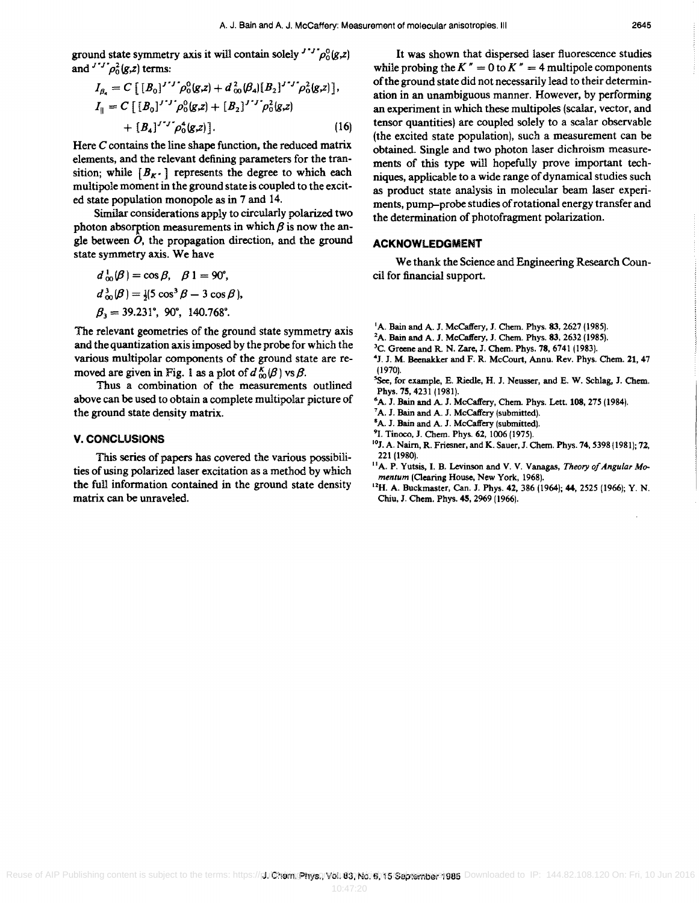ground state symmetry axis it will contain solely ${}^{J''J''}\rho_0^0(g,z)$ and ${}^{J''J''}\rho_0^2(g,z)$ terms:

$$
\begin{aligned}
I_{\beta_4} &= C\,[\,[B_0]^{J''J''}\rho_0^0(g,z) + d_{00}^2(\beta_4)[B_2]^{J''J''}\rho_0^2(g,z)\,],\\
I_{\parallel} &= C\,[\,[B_0]^{J''J''}\rho_0^0(g,z) + [B_2]^{J''J''}\rho_0^2(g,z)\\
&\quad + [B_4]^{J''J''}\rho_0^4(g,z)\,].
\end{aligned}
\tag{16}
$$

Here $C$ contains the line shape function, the reduced matrix elements, and the relevant defining parameters for the transition; while $[B_{K''}]$ represents the degree to which each multipole moment in the ground state is coupled to the excited state population monopole as in 7 and 14.

Similar considerations apply to circularly polarized two photon absorption measurements in which $\beta$ is now the angle between $\hat{O}$, the propagation direction, and the ground state symmetry axis. We have

$$
\begin{aligned}
&d_{00}^1(\beta) = \cos\beta, \quad \beta 1 = 90^\circ,\\
&d_{00}^3(\beta) = \tfrac{1}{2}(5\cos^3\beta - 3\cos\beta),\\
&\beta_3 = 39.231^\circ,\ 90^\circ,\ 140.768^\circ.
\end{aligned}
$$

The relevant geometries of the ground state symmetry axis and the quantization axis imposed by the probe for which the various multipolar components of the ground state are removed are given in Fig. 1 as a plot of $d_{00}^K(\beta)$ vs $\beta$.

Thus a combination of the measurements outlined above can be used to obtain a complete multipolar picture of the ground state density matrix.

## V. CONCLUSIONS

This series of papers has covered the various possibilities of using polarized laser excitation as a method by which the full information contained in the ground state density matrix can be unraveled.

It was shown that dispersed laser fluorescence studies while probing the $K'' = 0$ to $K'' = 4$ multipole components of the ground state did not necessarily lead to their determination in an unambiguous manner. However, by performing an experiment in which these multipoles (scalar, vector, and tensor quantities) are coupled solely to a scalar observable (the excited state population), such a measurement can be obtained. Single and two photon laser dichroism measurements of this type will hopefully prove important techniques, applicable to a wide range of dynamical studies such as product state analysis in molecular beam laser experiments, pump–probe studies of rotational energy transfer and the determination of photofragment polarization.

## ACKNOWLEDGMENT

We thank the Science and Engineering Research Council for financial support.

[1] A. Bain and A. J. McCaffery, J. Chem. Phys. **83**, 2627 (1985).
[2] A. Bain and A. J. McCaffery, J. Chem. Phys. **83**, 2632 (1985).
[3] C. Greene and R. N. Zare, J. Chem. Phys. **78**, 6741 (1983).
[4] J. J. M. Beenakker and F. R. McCourt, Annu. Rev. Phys. Chem. **21**, 47 (1970).
[5] See, for example, E. Riedle, H. J. Neusser, and E. W. Schlag, J. Chem. Phys. **75**, 4231 (1981).
[6] A. J. Bain and A. J. McCaffery, Chem. Phys. Lett. **108**, 275 (1984).
[7] A. J. Bain and A. J. McCaffery (submitted).
[8] A. J. Bain and A. J. McCaffery (submitted).
[9] I. Tinoco, J. Chem. Phys. **62**, 1006 (1975).
[10] J. A. Nairn, R. Friesner, and K. Sauer, J. Chem. Phys. **74**, 5398 (1981); **72**, 221 (1980).
[11] A. P. Yutsis, I. B. Levinson and V. V. Vanagas, *Theory of Angular Momentum* (Clearing House, New York, 1968).
[12] H. A. Buckmaster, Can. J. Phys. **42**, 386 (1964); **44**, 2525 (1966); Y. N. Chiu, J. Chem. Phys. **45**, 2969 (1966).